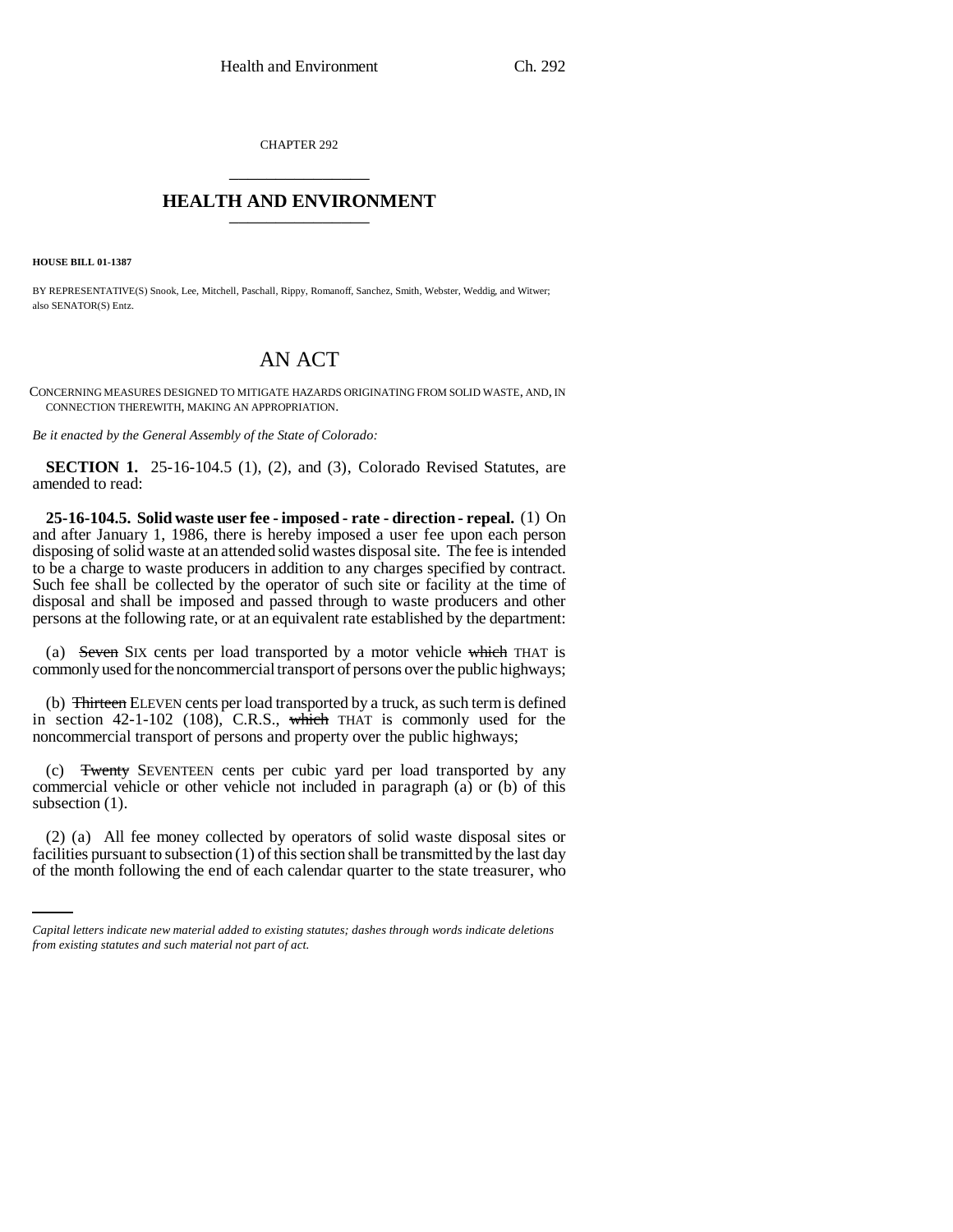CHAPTER 292

## HEALTH AND ENVIRONMENT

**HOUSE BILL 01-1387**

BY REPRESENTATIVE(S) Snook, Lee, Mitchell, Paschall, Rippy, Romanoff, Sanchez, Smith, Webster, Weddig, and Witwer; also SENATOR(S) Entz.

# AN ACT

CONCERNING MEASURES DESIGNED TO MITIGATE HAZARDS ORIGINATING FROM SOLID WASTE, AND, IN CONNECTION THEREWITH, MAKING AN APPROPRIATION.

*Be it enacted by the General Assembly of the State of Colorado:*

**SECTION 1.** 25-16-104.5 (1), (2), and (3), Colorado Revised Statutes, are amended to read:

**25-16-104.5. Solid waste user fee - imposed - rate - direction - repeal.** (1) On and after January 1, 1986, there is hereby imposed a user fee upon each person disposing of solid waste at an attended solid wastes disposal site. The fee is intended to be a charge to waste producers in addition to any charges specified by contract. Such fee shall be collected by the operator of such site or facility at the time of disposal and shall be imposed and passed through to waste producers and other persons at the following rate, or at an equivalent rate established by the department:

(a) ~~Seven~~ SIX cents per load transported by a motor vehicle ~~which~~ THAT is commonly used for the noncommercial transport of persons over the public highways;

(b) ~~Thirteen~~ ELEVEN cents per load transported by a truck, as such term is defined in section 42-1-102 (108), C.R.S., ~~which~~ THAT is commonly used for the noncommercial transport of persons and property over the public highways;

(c) ~~Twenty~~ SEVENTEEN cents per cubic yard per load transported by any commercial vehicle or other vehicle not included in paragraph (a) or (b) of this subsection (1).

(2) (a) All fee money collected by operators of solid waste disposal sites or facilities pursuant to subsection (1) of this section shall be transmitted by the last day of the month following the end of each calendar quarter to the state treasurer, who

*Capital letters indicate new material added to existing statutes; dashes through words indicate deletions from existing statutes and such material not part of act.*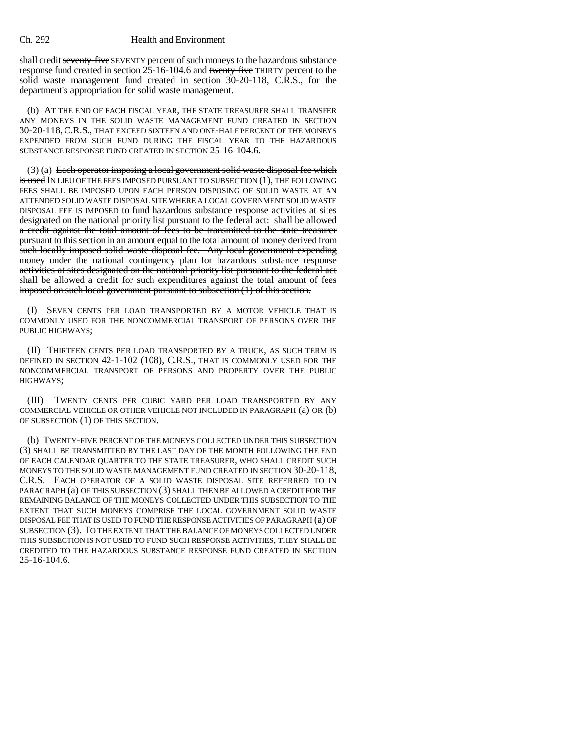shall credit ~~seventy-five~~ SEVENTY percent of such moneys to the hazardous substance response fund created in section 25-16-104.6 and ~~twenty-five~~ THIRTY percent to the solid waste management fund created in section 30-20-118, C.R.S., for the department's appropriation for solid waste management.

(b) AT THE END OF EACH FISCAL YEAR, THE STATE TREASURER SHALL TRANSFER ANY MONEYS IN THE SOLID WASTE MANAGEMENT FUND CREATED IN SECTION 30-20-118, C.R.S., THAT EXCEED SIXTEEN AND ONE-HALF PERCENT OF THE MONEYS EXPENDED FROM SUCH FUND DURING THE FISCAL YEAR TO THE HAZARDOUS SUBSTANCE RESPONSE FUND CREATED IN SECTION 25-16-104.6.

(3) (a) ~~Each operator imposing a local government solid waste disposal fee which is used~~ IN LIEU OF THE FEES IMPOSED PURSUANT TO SUBSECTION (1), THE FOLLOWING FEES SHALL BE IMPOSED UPON EACH PERSON DISPOSING OF SOLID WASTE AT AN ATTENDED SOLID WASTE DISPOSAL SITE WHERE A LOCAL GOVERNMENT SOLID WASTE DISPOSAL FEE IS IMPOSED to fund hazardous substance response activities at sites designated on the national priority list pursuant to the federal act: ~~shall be allowed a credit against the total amount of fees to be transmitted to the state treasurer pursuant to this section in an amount equal to the total amount of money derived from such locally imposed solid waste disposal fee. Any local government expending money under the national contingency plan for hazardous substance response activities at sites designated on the national priority list pursuant to the federal act shall be allowed a credit for such expenditures against the total amount of fees imposed on such local government pursuant to subsection (1) of this section.~~

(I) SEVEN CENTS PER LOAD TRANSPORTED BY A MOTOR VEHICLE THAT IS COMMONLY USED FOR THE NONCOMMERCIAL TRANSPORT OF PERSONS OVER THE PUBLIC HIGHWAYS;

(II) THIRTEEN CENTS PER LOAD TRANSPORTED BY A TRUCK, AS SUCH TERM IS DEFINED IN SECTION 42-1-102 (108), C.R.S., THAT IS COMMONLY USED FOR THE NONCOMMERCIAL TRANSPORT OF PERSONS AND PROPERTY OVER THE PUBLIC HIGHWAYS;

(III) TWENTY CENTS PER CUBIC YARD PER LOAD TRANSPORTED BY ANY COMMERCIAL VEHICLE OR OTHER VEHICLE NOT INCLUDED IN PARAGRAPH (a) OR (b) OF SUBSECTION (1) OF THIS SECTION.

(b) TWENTY-FIVE PERCENT OF THE MONEYS COLLECTED UNDER THIS SUBSECTION (3) SHALL BE TRANSMITTED BY THE LAST DAY OF THE MONTH FOLLOWING THE END OF EACH CALENDAR QUARTER TO THE STATE TREASURER, WHO SHALL CREDIT SUCH MONEYS TO THE SOLID WASTE MANAGEMENT FUND CREATED IN SECTION 30-20-118, C.R.S. EACH OPERATOR OF A SOLID WASTE DISPOSAL SITE REFERRED TO IN PARAGRAPH (a) OF THIS SUBSECTION (3) SHALL THEN BE ALLOWED A CREDIT FOR THE REMAINING BALANCE OF THE MONEYS COLLECTED UNDER THIS SUBSECTION TO THE EXTENT THAT SUCH MONEYS COMPRISE THE LOCAL GOVERNMENT SOLID WASTE DISPOSAL FEE THAT IS USED TO FUND THE RESPONSE ACTIVITIES OF PARAGRAPH (a) OF SUBSECTION (3). TO THE EXTENT THAT THE BALANCE OF MONEYS COLLECTED UNDER THIS SUBSECTION IS NOT USED TO FUND SUCH RESPONSE ACTIVITIES, THEY SHALL BE CREDITED TO THE HAZARDOUS SUBSTANCE RESPONSE FUND CREATED IN SECTION 25-16-104.6.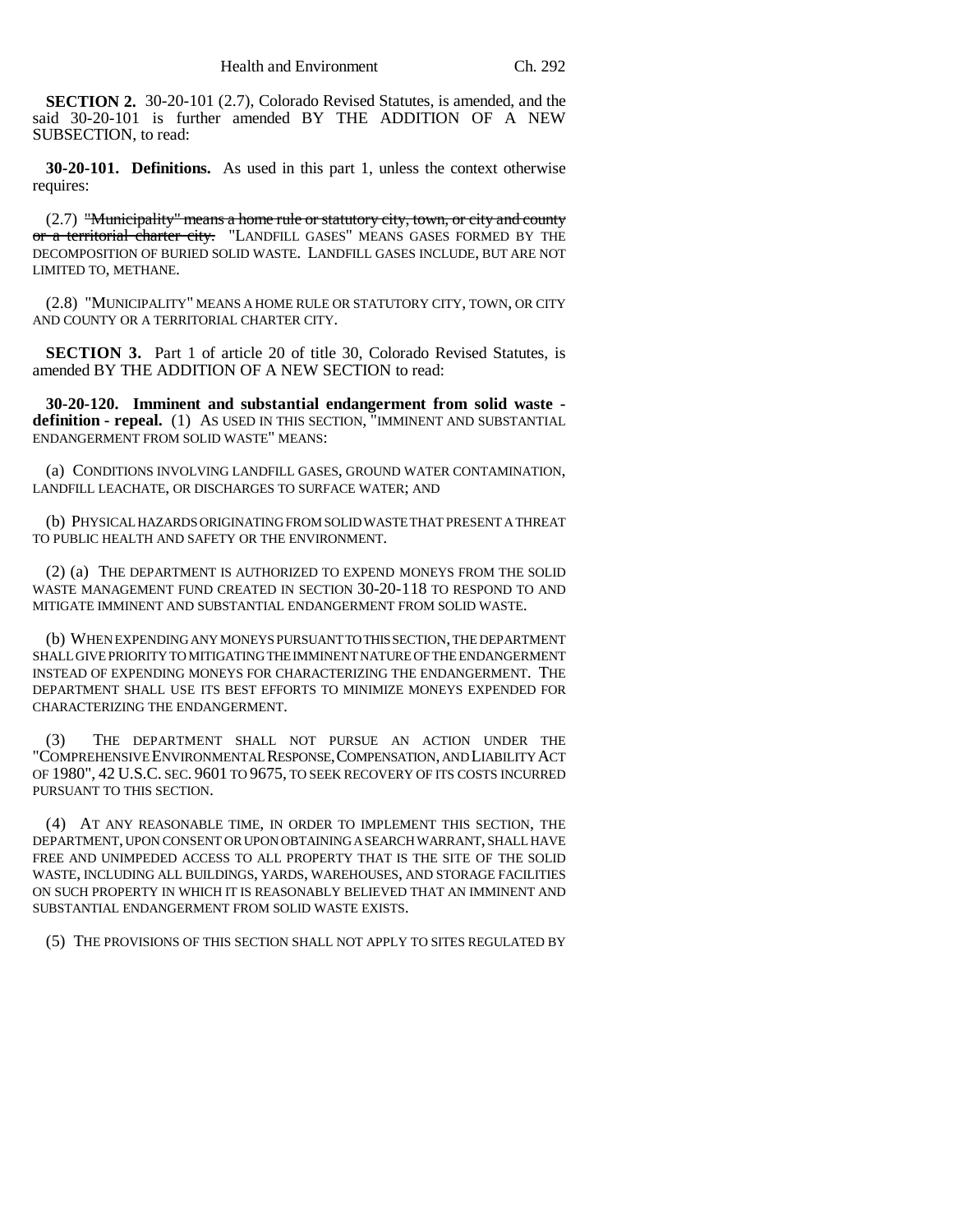**SECTION 2.** 30-20-101 (2.7), Colorado Revised Statutes, is amended, and the said 30-20-101 is further amended BY THE ADDITION OF A NEW SUBSECTION, to read:

**30-20-101. Definitions.** As used in this part 1, unless the context otherwise requires:

(2.7) ~~"Municipality" means a home rule or statutory city, town, or city and county or a territorial charter city.~~ "LANDFILL GASES" MEANS GASES FORMED BY THE DECOMPOSITION OF BURIED SOLID WASTE. LANDFILL GASES INCLUDE, BUT ARE NOT LIMITED TO, METHANE.

(2.8) "MUNICIPALITY" MEANS A HOME RULE OR STATUTORY CITY, TOWN, OR CITY AND COUNTY OR A TERRITORIAL CHARTER CITY.

**SECTION 3.** Part 1 of article 20 of title 30, Colorado Revised Statutes, is amended BY THE ADDITION OF A NEW SECTION to read:

**30-20-120. Imminent and substantial endangerment from solid waste - definition - repeal.** (1) AS USED IN THIS SECTION, "IMMINENT AND SUBSTANTIAL ENDANGERMENT FROM SOLID WASTE" MEANS:

(a) CONDITIONS INVOLVING LANDFILL GASES, GROUND WATER CONTAMINATION, LANDFILL LEACHATE, OR DISCHARGES TO SURFACE WATER; AND

(b) PHYSICAL HAZARDS ORIGINATING FROM SOLID WASTE THAT PRESENT A THREAT TO PUBLIC HEALTH AND SAFETY OR THE ENVIRONMENT.

(2) (a) THE DEPARTMENT IS AUTHORIZED TO EXPEND MONEYS FROM THE SOLID WASTE MANAGEMENT FUND CREATED IN SECTION 30-20-118 TO RESPOND TO AND MITIGATE IMMINENT AND SUBSTANTIAL ENDANGERMENT FROM SOLID WASTE.

(b) WHEN EXPENDING ANY MONEYS PURSUANT TO THIS SECTION, THE DEPARTMENT SHALL GIVE PRIORITY TO MITIGATING THE IMMINENT NATURE OF THE ENDANGERMENT INSTEAD OF EXPENDING MONEYS FOR CHARACTERIZING THE ENDANGERMENT. THE DEPARTMENT SHALL USE ITS BEST EFFORTS TO MINIMIZE MONEYS EXPENDED FOR CHARACTERIZING THE ENDANGERMENT.

(3) THE DEPARTMENT SHALL NOT PURSUE AN ACTION UNDER THE "COMPREHENSIVE ENVIRONMENTAL RESPONSE, COMPENSATION, AND LIABILITY ACT OF 1980", 42 U.S.C. SEC. 9601 TO 9675, TO SEEK RECOVERY OF ITS COSTS INCURRED PURSUANT TO THIS SECTION.

(4) AT ANY REASONABLE TIME, IN ORDER TO IMPLEMENT THIS SECTION, THE DEPARTMENT, UPON CONSENT OR UPON OBTAINING A SEARCH WARRANT, SHALL HAVE FREE AND UNIMPEDED ACCESS TO ALL PROPERTY THAT IS THE SITE OF THE SOLID WASTE, INCLUDING ALL BUILDINGS, YARDS, WAREHOUSES, AND STORAGE FACILITIES ON SUCH PROPERTY IN WHICH IT IS REASONABLY BELIEVED THAT AN IMMINENT AND SUBSTANTIAL ENDANGERMENT FROM SOLID WASTE EXISTS.

(5) THE PROVISIONS OF THIS SECTION SHALL NOT APPLY TO SITES REGULATED BY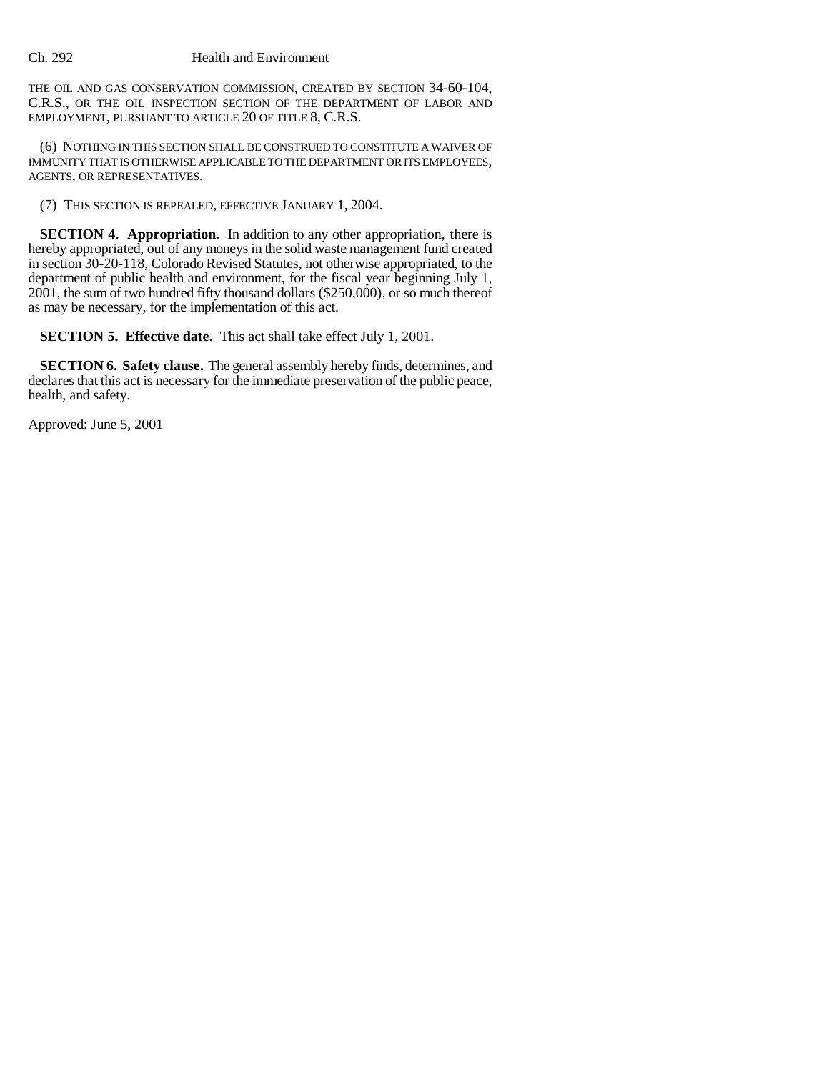THE OIL AND GAS CONSERVATION COMMISSION, CREATED BY SECTION 34-60-104, C.R.S., OR THE OIL INSPECTION SECTION OF THE DEPARTMENT OF LABOR AND EMPLOYMENT, PURSUANT TO ARTICLE 20 OF TITLE 8, C.R.S.

(6) NOTHING IN THIS SECTION SHALL BE CONSTRUED TO CONSTITUTE A WAIVER OF IMMUNITY THAT IS OTHERWISE APPLICABLE TO THE DEPARTMENT OR ITS EMPLOYEES, AGENTS, OR REPRESENTATIVES.

(7) THIS SECTION IS REPEALED, EFFECTIVE JANUARY 1, 2004.

**SECTION 4. Appropriation.** In addition to any other appropriation, there is hereby appropriated, out of any moneys in the solid waste management fund created in section 30-20-118, Colorado Revised Statutes, not otherwise appropriated, to the department of public health and environment, for the fiscal year beginning July 1, 2001, the sum of two hundred fifty thousand dollars ($250,000), or so much thereof as may be necessary, for the implementation of this act.

**SECTION 5. Effective date.** This act shall take effect July 1, 2001.

**SECTION 6. Safety clause.** The general assembly hereby finds, determines, and declares that this act is necessary for the immediate preservation of the public peace, health, and safety.

Approved: June 5, 2001